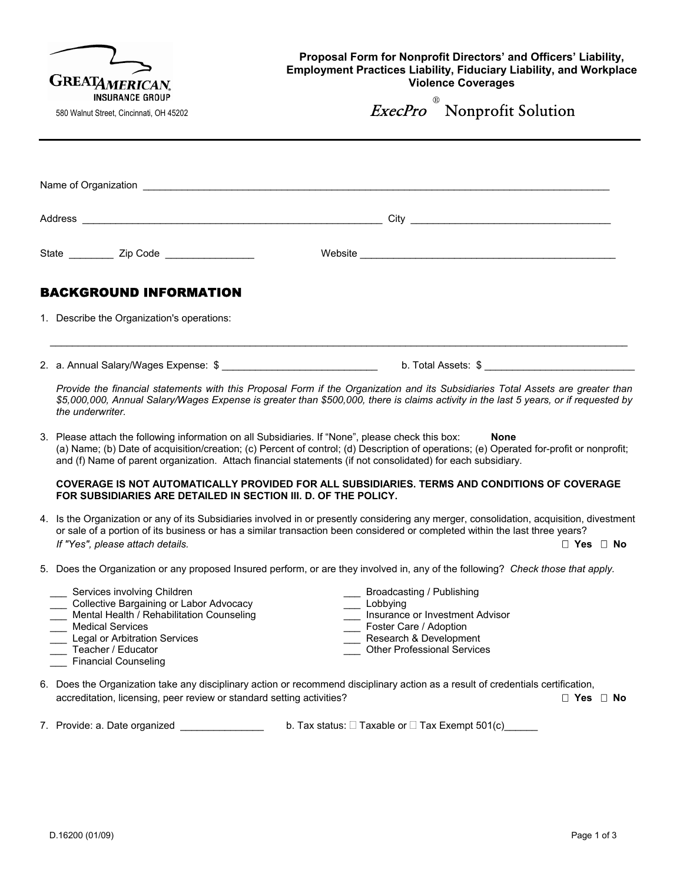GREAT AMERICAN INSURANCE GROUP

580 Walnut Street, Cincinnati, OH 45202

**Proposal Form for Nonprofit Directors' and Officers' Liability, Employment Practices Liability, Fiduciary Liability, and Workplace Violence Coverages**

*ExecPro*® Nonprofit Solution

---

Name of Organization \_\_\_\_\_\_\_\_\_\_\_\_\_\_\_\_\_\_\_\_\_\_\_\_\_\_\_\_\_\_\_\_\_\_\_\_\_\_\_\_\_\_\_\_\_\_\_\_\_\_\_\_\_\_\_\_\_\_\_\_\_\_\_\_\_\_\_\_\_\_\_\_\_\_\_\_\_\_\_\_\_\_\_\_

Address \_\_\_\_\_\_\_\_\_\_\_\_\_\_\_\_\_\_\_\_\_\_\_\_\_\_\_\_\_\_\_\_\_\_\_\_\_\_\_\_\_\_\_\_\_\_\_\_\_\_\_\_ City \_\_\_\_\_\_\_\_\_\_\_\_\_\_\_\_\_\_\_\_\_\_\_\_\_\_\_\_\_\_\_\_\_\_\_\_\_\_

State \_\_\_\_\_\_\_\_ Zip Code \_\_\_\_\_\_\_\_\_\_\_\_\_\_\_\_ Website \_\_\_\_\_\_\_\_\_\_\_\_\_\_\_\_\_\_\_\_\_\_\_\_\_\_\_\_\_\_\_\_\_\_\_\_\_\_\_\_\_\_\_\_\_\_

## BACKGROUND INFORMATION

1. Describe the Organization's operations:

   \_\_\_\_\_\_\_\_\_\_\_\_\_\_\_\_\_\_\_\_\_\_\_\_\_\_\_\_\_\_\_\_\_\_\_\_\_\_\_\_\_\_\_\_\_\_\_\_\_\_\_\_\_\_\_\_\_\_\_\_\_\_\_\_\_\_\_\_\_\_\_\_\_\_\_\_\_\_\_\_\_\_\_\_\_\_\_\_\_\_\_\_\_\_\_\_\_\_\_\_

2. a. Annual Salary/Wages Expense: $ \_\_\_\_\_\_\_\_\_\_\_\_\_\_\_\_\_\_\_\_\_\_\_\_\_\_\_\_ b. Total Assets: $ \_\_\_\_\_\_\_\_\_\_\_\_\_\_\_\_\_\_\_\_\_\_\_\_\_\_\_\_

   *Provide the financial statements with this Proposal Form if the Organization and its Subsidiaries Total Assets are greater than $5,000,000, Annual Salary/Wages Expense is greater than $500,000, there is claims activity in the last 5 years, or if requested by the underwriter.*

3. Please attach the following information on all Subsidiaries. If "None", please check this box: **None**
   (a) Name; (b) Date of acquisition/creation; (c) Percent of control; (d) Description of operations; (e) Operated for-profit or nonprofit; and (f) Name of parent organization. Attach financial statements (if not consolidated) for each subsidiary.

   **COVERAGE IS NOT AUTOMATICALLY PROVIDED FOR ALL SUBSIDIARIES. TERMS AND CONDITIONS OF COVERAGE FOR SUBSIDIARIES ARE DETAILED IN SECTION III. D. OF THE POLICY.**

4. Is the Organization or any of its Subsidiaries involved in or presently considering any merger, consolidation, acquisition, divestment or sale of a portion of its business or has a similar transaction been considered or completed within the last three years?
   *If "Yes", please attach details.* ☐ **Yes** ☐ **No**

5. Does the Organization or any proposed Insured perform, or are they involved in, any of the following? *Check those that apply.*

   \_\_\_ Services involving Children
   \_\_\_ Collective Bargaining or Labor Advocacy
   \_\_\_ Mental Health / Rehabilitation Counseling
   \_\_\_ Medical Services
   \_\_\_ Legal or Arbitration Services
   \_\_\_ Teacher / Educator
   \_\_\_ Financial Counseling
   \_\_\_ Broadcasting / Publishing
   \_\_\_ Lobbying
   \_\_\_ Insurance or Investment Advisor
   \_\_\_ Foster Care / Adoption
   \_\_\_ Research & Development
   \_\_\_ Other Professional Services

6. Does the Organization take any disciplinary action or recommend disciplinary action as a result of credentials certification, accreditation, licensing, peer review or standard setting activities? ☐ **Yes** ☐ **No**

7. Provide: a. Date organized \_\_\_\_\_\_\_\_\_\_\_\_\_\_\_ b. Tax status: ☐ Taxable or ☐ Tax Exempt 501(c)\_\_\_\_\_\_

D.16200 (01/09)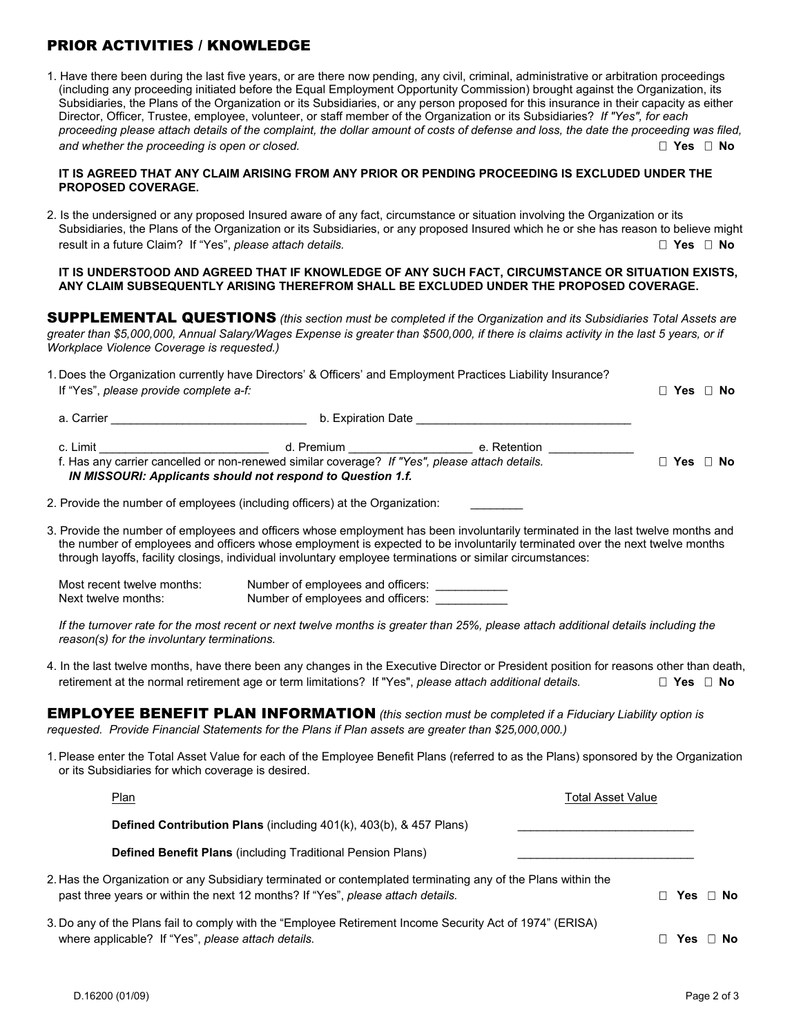## PRIOR ACTIVITIES / KNOWLEDGE

1. Have there been during the last five years, or are there now pending, any civil, criminal, administrative or arbitration proceedings (including any proceeding initiated before the Equal Employment Opportunity Commission) brought against the Organization, its Subsidiaries, the Plans of the Organization or its Subsidiaries, or any person proposed for this insurance in their capacity as either Director, Officer, Trustee, employee, volunteer, or staff member of the Organization or its Subsidiaries? *If "Yes", for each proceeding please attach details of the complaint, the dollar amount of costs of defense and loss, the date the proceeding was filed, and whether the proceeding is open or closed.* ☐ **Yes** ☐ **No**

   **IT IS AGREED THAT ANY CLAIM ARISING FROM ANY PRIOR OR PENDING PROCEEDING IS EXCLUDED UNDER THE PROPOSED COVERAGE.**

2. Is the undersigned or any proposed Insured aware of any fact, circumstance or situation involving the Organization or its Subsidiaries, the Plans of the Organization or its Subsidiaries, or any proposed Insured which he or she has reason to believe might result in a future Claim? If "Yes", *please attach details.* ☐ **Yes** ☐ **No**

   **IT IS UNDERSTOOD AND AGREED THAT IF KNOWLEDGE OF ANY SUCH FACT, CIRCUMSTANCE OR SITUATION EXISTS, ANY CLAIM SUBSEQUENTLY ARISING THEREFROM SHALL BE EXCLUDED UNDER THE PROPOSED COVERAGE.**

## SUPPLEMENTAL QUESTIONS

*(this section must be completed if the Organization and its Subsidiaries Total Assets are greater than $5,000,000, Annual Salary/Wages Expense is greater than $500,000, if there is claims activity in the last 5 years, or if Workplace Violence Coverage is requested.)*

1. Does the Organization currently have Directors' & Officers' and Employment Practices Liability Insurance? If "Yes", *please provide complete a-f:* ☐ **Yes** ☐ **No**

   a. Carrier ______________________________ b. Expiration Date _________________________________

   c. Limit __________________________ d. Premium ___________________ e. Retention _____________

   f. Has any carrier cancelled or non-renewed similar coverage? *If "Yes", please attach details.* ☐ **Yes** ☐ **No**

   ***IN MISSOURI: Applicants should not respond to Question 1.f.***

2. Provide the number of employees (including officers) at the Organization: ________

3. Provide the number of employees and officers whose employment has been involuntarily terminated in the last twelve months and the number of employees and officers whose employment is expected to be involuntarily terminated over the next twelve months through layoffs, facility closings, individual involuntary employee terminations or similar circumstances:

   Most recent twelve months: Number of employees and officers: ___________

   Next twelve months: Number of employees and officers: ___________

   *If the turnover rate for the most recent or next twelve months is greater than 25%, please attach additional details including the reason(s) for the involuntary terminations.*

4. In the last twelve months, have there been any changes in the Executive Director or President position for reasons other than death, retirement at the normal retirement age or term limitations? If "Yes", *please attach additional details.* ☐ **Yes** ☐ **No**

## EMPLOYEE BENEFIT PLAN INFORMATION

*(this section must be completed if a Fiduciary Liability option is requested. Provide Financial Statements for the Plans if Plan assets are greater than $25,000,000.)*

1. Please enter the Total Asset Value for each of the Employee Benefit Plans (referred to as the Plans) sponsored by the Organization or its Subsidiaries for which coverage is desired.

| Plan | Total Asset Value |
|---|---|
| **Defined Contribution Plans** (including 401(k), 403(b), & 457 Plans) | ___________________________ |
| **Defined Benefit Plans** (including Traditional Pension Plans) | ___________________________ |

2. Has the Organization or any Subsidiary terminated or contemplated terminating any of the Plans within the past three years or within the next 12 months? If "Yes", *please attach details.* ☐ **Yes** ☐ **No**

3. Do any of the Plans fail to comply with the "Employee Retirement Income Security Act of 1974" (ERISA) where applicable? If "Yes", *please attach details.* ☐ **Yes** ☐ **No**

D.16200 (01/09)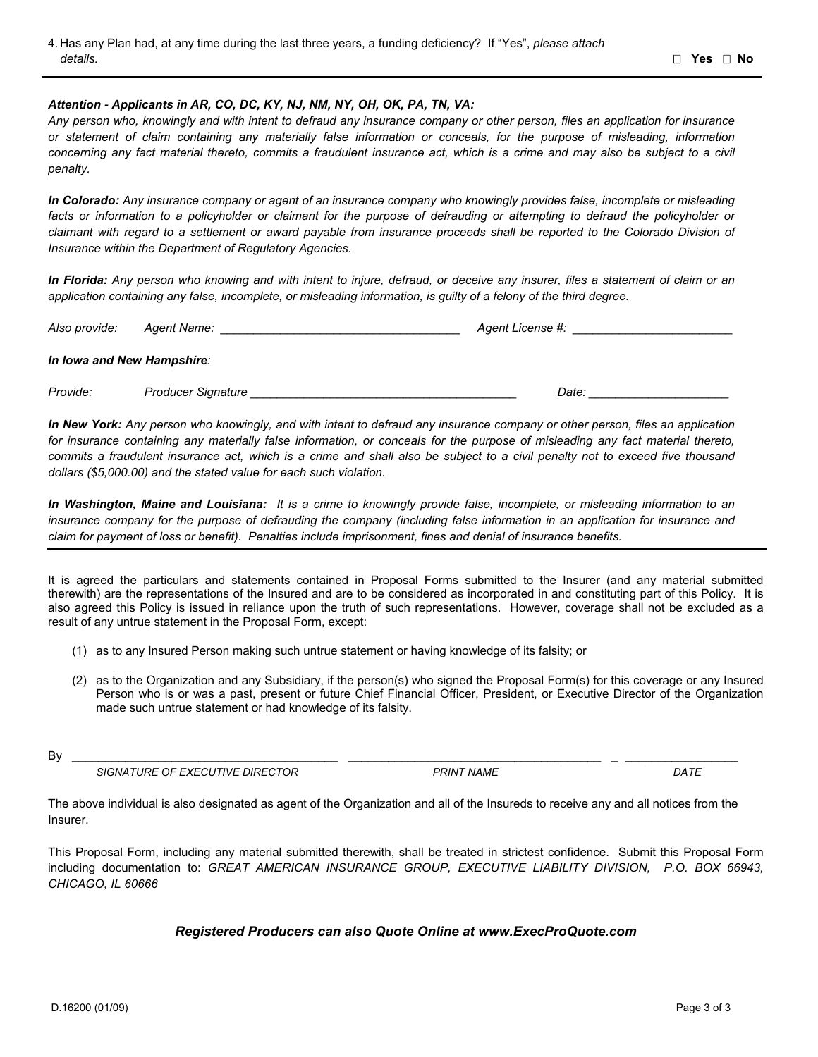4. Has any Plan had, at any time during the last three years, a funding deficiency? If "Yes", *please attach details.* ☐ **Yes** ☐ **No**

***Attention - Applicants in AR, CO, DC, KY, NJ, NM, NY, OH, OK, PA, TN, VA:***
*Any person who, knowingly and with intent to defraud any insurance company or other person, files an application for insurance or statement of claim containing any materially false information or conceals, for the purpose of misleading, information concerning any fact material thereto, commits a fraudulent insurance act, which is a crime and may also be subject to a civil penalty.*

***In Colorado:*** *Any insurance company or agent of an insurance company who knowingly provides false, incomplete or misleading facts or information to a policyholder or claimant for the purpose of defrauding or attempting to defraud the policyholder or claimant with regard to a settlement or award payable from insurance proceeds shall be reported to the Colorado Division of Insurance within the Department of Regulatory Agencies.*

***In Florida:*** *Any person who knowing and with intent to injure, defraud, or deceive any insurer, files a statement of claim or an application containing any false, incomplete, or misleading information, is guilty of a felony of the third degree.*

*Also provide:* *Agent Name:* ___________________________________ *Agent License #:* ________________________

***In Iowa and New Hampshire****:*

*Provide:* *Producer Signature* _______________________________________ *Date:* ____________________

***In New York:*** *Any person who knowingly, and with intent to defraud any insurance company or other person, files an application for insurance containing any materially false information, or conceals for the purpose of misleading any fact material thereto, commits a fraudulent insurance act, which is a crime and shall also be subject to a civil penalty not to exceed five thousand dollars ($5,000.00) and the stated value for each such violation.*

***In Washington, Maine and Louisiana:*** *It is a crime to knowingly provide false, incomplete, or misleading information to an insurance company for the purpose of defrauding the company (including false information in an application for insurance and claim for payment of loss or benefit). Penalties include imprisonment, fines and denial of insurance benefits.*

---

It is agreed the particulars and statements contained in Proposal Forms submitted to the Insurer (and any material submitted therewith) are the representations of the Insured and are to be considered as incorporated in and constituting part of this Policy. It is also agreed this Policy is issued in reliance upon the truth of such representations. However, coverage shall not be excluded as a result of any untrue statement in the Proposal Form, except:

(1) as to any Insured Person making such untrue statement or having knowledge of its falsity; or

(2) as to the Organization and any Subsidiary, if the person(s) who signed the Proposal Form(s) for this coverage or any Insured Person who is or was a past, present or future Chief Financial Officer, President, or Executive Director of the Organization made such untrue statement or had knowledge of its falsity.

By _______________________________________ _____________________________________ _________________
*SIGNATURE OF EXECUTIVE DIRECTOR* *PRINT NAME* *DATE*

The above individual is also designated as agent of the Organization and all of the Insureds to receive any and all notices from the Insurer.

This Proposal Form, including any material submitted therewith, shall be treated in strictest confidence. Submit this Proposal Form including documentation to: *GREAT AMERICAN INSURANCE GROUP, EXECUTIVE LIABILITY DIVISION, P.O. BOX 66943, CHICAGO, IL 60666*

***Registered Producers can also Quote Online at www.ExecProQuote.com***

D.16200 (01/09)